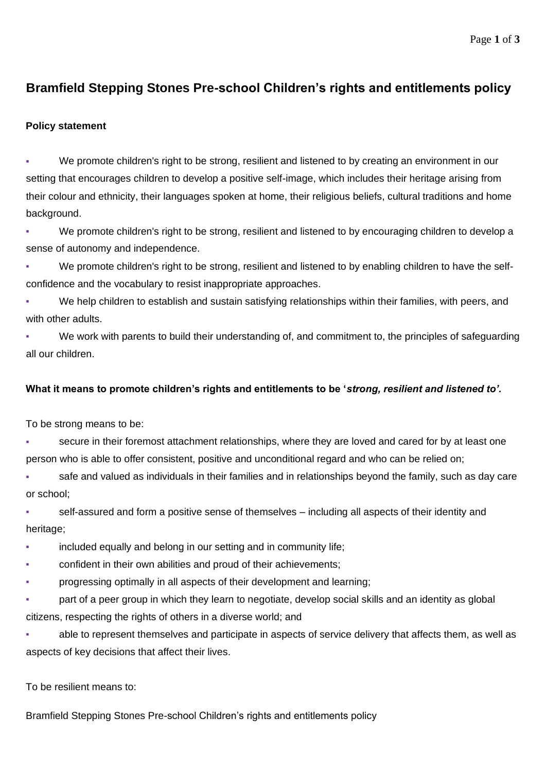# Bramfield Stepping Stones Pre-school Children's rights and entitlements policy

**Policy statement**

- We promote children's right to be strong, resilient and listened to by creating an environment in our setting that encourages children to develop a positive self-image, which includes their heritage arising from their colour and ethnicity, their languages spoken at home, their religious beliefs, cultural traditions and home background.
- We promote children's right to be strong, resilient and listened to by encouraging children to develop a sense of autonomy and independence.
- We promote children's right to be strong, resilient and listened to by enabling children to have the self-confidence and the vocabulary to resist inappropriate approaches.
- We help children to establish and sustain satisfying relationships within their families, with peers, and with other adults.
- We work with parents to build their understanding of, and commitment to, the principles of safeguarding all our children.

**What it means to promote children's rights and entitlements to be '*strong, resilient and listened to'.***

To be strong means to be:

- secure in their foremost attachment relationships, where they are loved and cared for by at least one person who is able to offer consistent, positive and unconditional regard and who can be relied on;
- safe and valued as individuals in their families and in relationships beyond the family, such as day care or school;
- self-assured and form a positive sense of themselves – including all aspects of their identity and heritage;
- included equally and belong in our setting and in community life;
- confident in their own abilities and proud of their achievements;
- progressing optimally in all aspects of their development and learning;
- part of a peer group in which they learn to negotiate, develop social skills and an identity as global citizens, respecting the rights of others in a diverse world; and
- able to represent themselves and participate in aspects of service delivery that affects them, as well as aspects of key decisions that affect their lives.

To be resilient means to: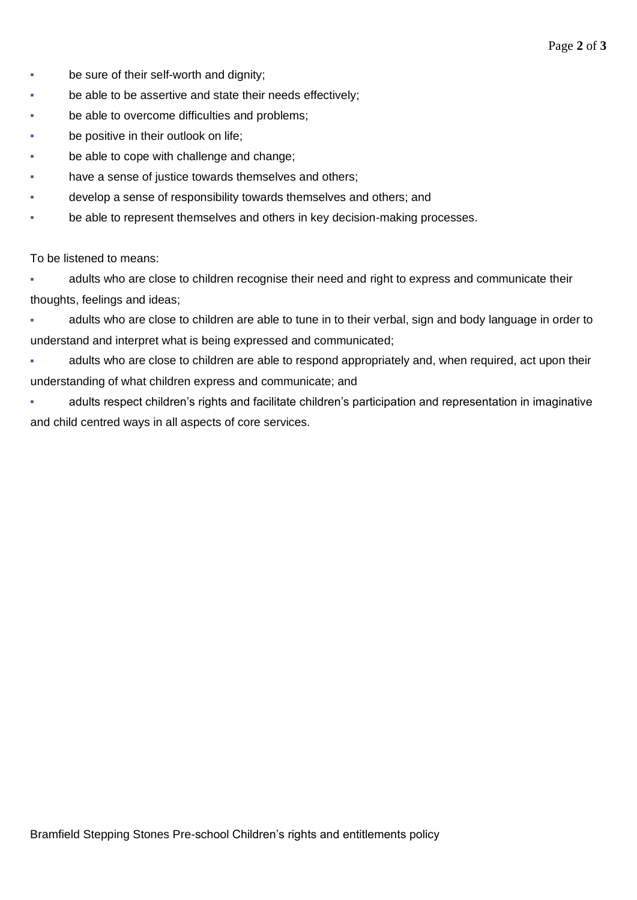- be sure of their self-worth and dignity;
- be able to be assertive and state their needs effectively;
- be able to overcome difficulties and problems;
- be positive in their outlook on life;
- be able to cope with challenge and change;
- have a sense of justice towards themselves and others;
- develop a sense of responsibility towards themselves and others; and
- be able to represent themselves and others in key decision-making processes.

To be listened to means:

- adults who are close to children recognise their need and right to express and communicate their thoughts, feelings and ideas;
- adults who are close to children are able to tune in to their verbal, sign and body language in order to understand and interpret what is being expressed and communicated;
- adults who are close to children are able to respond appropriately and, when required, act upon their understanding of what children express and communicate; and
- adults respect children's rights and facilitate children's participation and representation in imaginative and child centred ways in all aspects of core services.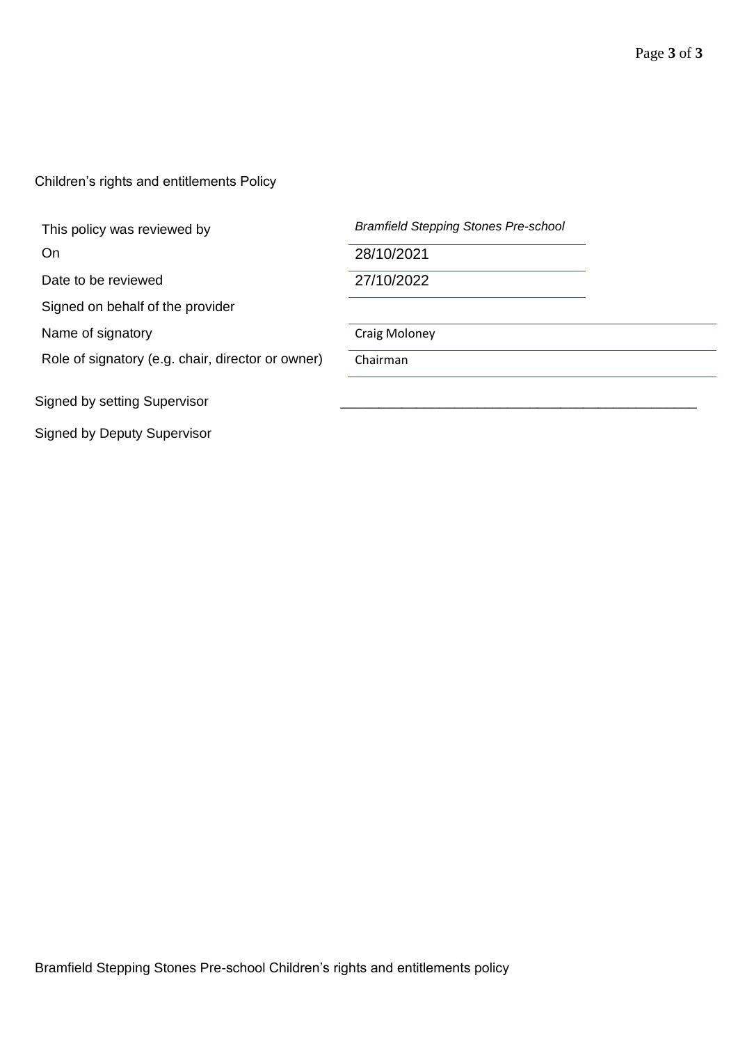Children's rights and entitlements Policy

| | |
|---|---|
| This policy was reviewed by | *Bramfield Stepping Stones Pre-school* |
| On | 28/10/2021 |
| Date to be reviewed | 27/10/2022 |
| Signed on behalf of the provider | |
| Name of signatory | Craig Moloney |
| Role of signatory (e.g. chair, director or owner) | Chairman |

Signed by setting Supervisor \_\_\_\_\_\_\_\_\_\_\_\_\_\_\_\_\_\_\_\_\_\_\_\_\_\_\_\_\_\_\_\_\_\_\_\_\_\_\_\_\_\_\_\_\_\_\_

Signed by Deputy Supervisor